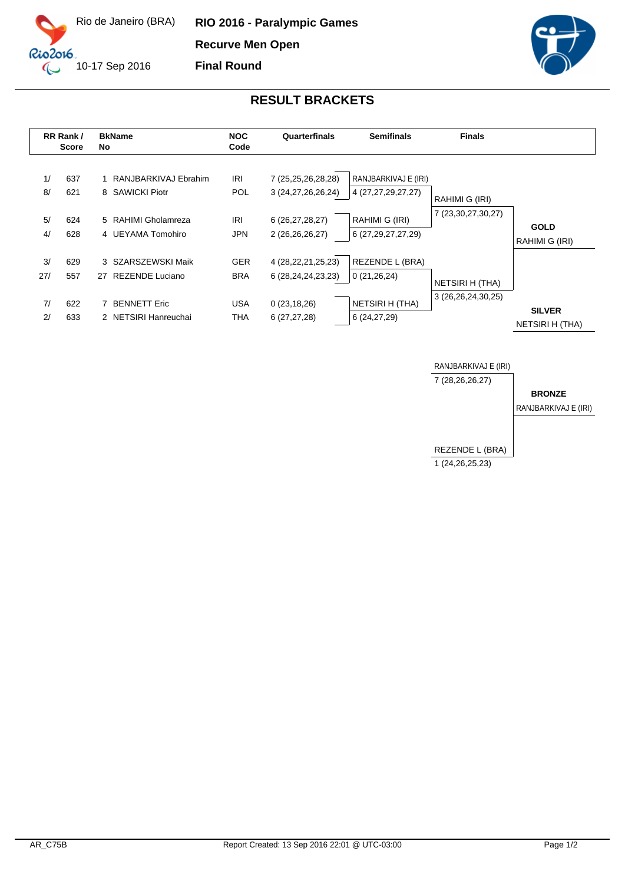Rio de Janeiro (BRA)

10-17 Sep 2016

**RIO 2016 - Paralympic Games**

**Recurve Men Open**

**Final Round**

## RESULT BRACKETS

| RR Rank / | Score | BkNo | Name | NOC Code | Quarterfinals | Semifinals | Finals | |
|---|---|---|---|---|---|---|---|---|
| 1/ | 637 | 1 | RANJBARKIVAJ Ebrahim | IRI | 7 (25,25,26,28,28) | RANJBARKIVAJ E (IRI) | | |
| 8/ | 621 | 8 | SAWICKI Piotr | POL | 3 (24,27,26,26,24) | 4 (27,27,29,27,27) | RAHIMI G (IRI) | |
| 5/ | 624 | 5 | RAHIMI Gholamreza | IRI | 6 (26,27,28,27) | RAHIMI G (IRI) | 7 (23,30,27,30,27) | **GOLD** |
| 4/ | 628 | 4 | UEYAMA Tomohiro | JPN | 2 (26,26,26,27) | 6 (27,29,27,27,29) | | RAHIMI G (IRI) |
| 3/ | 629 | 3 | SZARSZEWSKI Maik | GER | 4 (28,22,21,25,23) | REZENDE L (BRA) | | |
| 27/ | 557 | 27 | REZENDE Luciano | BRA | 6 (28,24,24,23,23) | 0 (21,26,24) | NETSIRI H (THA) | |
| 7/ | 622 | 7 | BENNETT Eric | USA | 0 (23,18,26) | NETSIRI H (THA) | 3 (26,26,24,30,25) | **SILVER** |
| 2/ | 633 | 2 | NETSIRI Hanreuchai | THA | 6 (27,27,28) | 6 (24,27,29) | | NETSIRI H (THA) |

**Bronze Match**

| Finals | |
|---|---|
| RANJBARKIVAJ E (IRI) | |
| 7 (28,26,26,27) | **BRONZE** |
| | RANJBARKIVAJ E (IRI) |
| REZENDE L (BRA) | |
| 1 (24,26,25,23) | |

AR_C75B

Report Created: 13 Sep 2016 22:01 @ UTC-03:00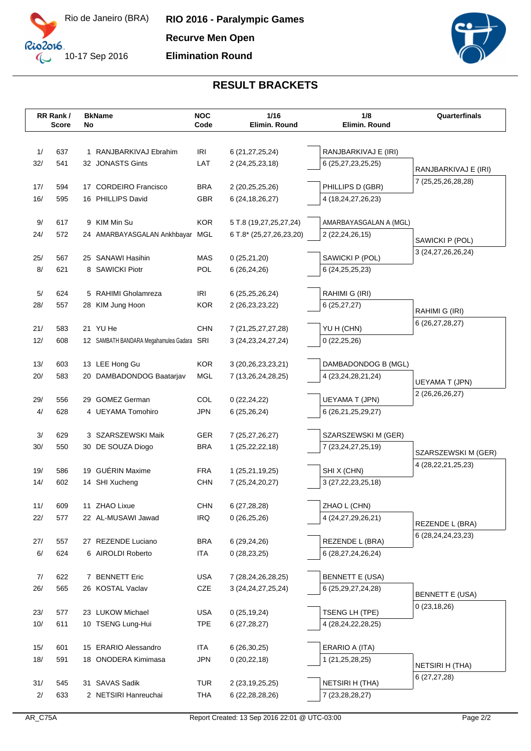Rio de Janeiro (BRA)

10-17 Sep 2016

**RIO 2016 - Paralympic Games**

**Recurve Men Open**

**Elimination Round**

## RESULT BRACKETS

| RR Rank / Score | | BkName No | | NOC Code | 1/16 Elimin. Round | 1/8 Elimin. Round | Quarterfinals |
|---|---|---|---|---|---|---|---|
| 1/ | 637 | 1 | RANJBARKIVAJ Ebrahim | IRI | 6 (21,27,25,24) | RANJBARKIVAJ E (IRI) 6 (25,27,23,25,25) | RANJBARKIVAJ E (IRI) 7 (25,25,26,28,28) |
| 32/ | 541 | 32 | JONASTS Gints | LAT | 2 (24,25,23,18) | | |
| 17/ | 594 | 17 | CORDEIRO Francisco | BRA | 2 (20,25,25,26) | PHILLIPS D (GBR) 4 (18,24,27,26,23) | |
| 16/ | 595 | 16 | PHILLIPS David | GBR | 6 (24,18,26,27) | | |
| 9/ | 617 | 9 | KIM Min Su | KOR | 5 T.8 (19,27,25,27,24) | AMARBAYASGALAN A (MGL) 2 (22,24,26,15) | SAWICKI P (POL) 3 (24,27,26,26,24) |
| 24/ | 572 | 24 | AMARBAYASGALAN Ankhbayar | MGL | 6 T.8* (25,27,26,23,20) | | |
| 25/ | 567 | 25 | SANAWI Hasihin | MAS | 0 (25,21,20) | SAWICKI P (POL) 6 (24,25,25,23) | |
| 8/ | 621 | 8 | SAWICKI Piotr | POL | 6 (26,24,26) | | |
| 5/ | 624 | 5 | RAHIMI Gholamreza | IRI | 6 (25,25,26,24) | RAHIMI G (IRI) 6 (25,27,27) | RAHIMI G (IRI) 6 (26,27,28,27) |
| 28/ | 557 | 28 | KIM Jung Hoon | KOR | 2 (26,23,23,22) | | |
| 21/ | 583 | 21 | YU He | CHN | 7 (21,25,27,27,28) | YU H (CHN) 0 (22,25,26) | |
| 12/ | 608 | 12 | SAMBATH BANDARA Megahamulea Gadara | SRI | 3 (24,23,24,27,24) | | |
| 13/ | 603 | 13 | LEE Hong Gu | KOR | 3 (20,26,23,23,21) | DAMBADONDOG B (MGL) 4 (23,24,28,21,24) | UEYAMA T (JPN) 2 (26,26,26,27) |
| 20/ | 583 | 20 | DAMBADONDOG Baatarjav | MGL | 7 (13,26,24,28,25) | | |
| 29/ | 556 | 29 | GOMEZ German | COL | 0 (22,24,22) | UEYAMA T (JPN) 6 (26,21,25,29,27) | |
| 4/ | 628 | 4 | UEYAMA Tomohiro | JPN | 6 (25,26,24) | | |
| 3/ | 629 | 3 | SZARSZEWSKI Maik | GER | 7 (25,27,26,27) | SZARSZEWSKI M (GER) 7 (23,24,27,25,19) | SZARSZEWSKI M (GER) 4 (28,22,21,25,23) |
| 30/ | 550 | 30 | DE SOUZA Diogo | BRA | 1 (25,22,22,18) | | |
| 19/ | 586 | 19 | GUÉRIN Maxime | FRA | 1 (25,21,19,25) | SHI X (CHN) 3 (27,22,23,25,18) | |
| 14/ | 602 | 14 | SHI Xucheng | CHN | 7 (25,24,20,27) | | |
| 11/ | 609 | 11 | ZHAO Lixue | CHN | 6 (27,28,28) | ZHAO L (CHN) 4 (24,27,29,26,21) | REZENDE L (BRA) 6 (28,24,24,23,23) |
| 22/ | 577 | 22 | AL-MUSAWI Jawad | IRQ | 0 (26,25,26) | | |
| 27/ | 557 | 27 | REZENDE Luciano | BRA | 6 (29,24,26) | REZENDE L (BRA) 6 (28,27,24,26,24) | |
| 6/ | 624 | 6 | AIROLDI Roberto | ITA | 0 (28,23,25) | | |
| 7/ | 622 | 7 | BENNETT Eric | USA | 7 (28,24,26,28,25) | BENNETT E (USA) 6 (25,29,27,24,28) | BENNETT E (USA) 0 (23,18,26) |
| 26/ | 565 | 26 | KOSTAL Vaclav | CZE | 3 (24,24,27,25,24) | | |
| 23/ | 577 | 23 | LUKOW Michael | USA | 0 (25,19,24) | TSENG LH (TPE) 4 (28,24,22,28,25) | |
| 10/ | 611 | 10 | TSENG Lung-Hui | TPE | 6 (27,28,27) | | |
| 15/ | 601 | 15 | ERARIO Alessandro | ITA | 6 (26,30,25) | ERARIO A (ITA) 1 (21,25,28,25) | NETSIRI H (THA) 6 (27,27,28) |
| 18/ | 591 | 18 | ONODERA Kimimasa | JPN | 0 (20,22,18) | | |
| 31/ | 545 | 31 | SAVAS Sadik | TUR | 2 (23,19,25,25) | NETSIRI H (THA) 7 (23,28,28,27) | |
| 2/ | 633 | 2 | NETSIRI Hanreuchai | THA | 6 (22,28,28,26) | | |

AR_C75A Report Created: 13 Sep 2016 22:01 @ UTC-03:00